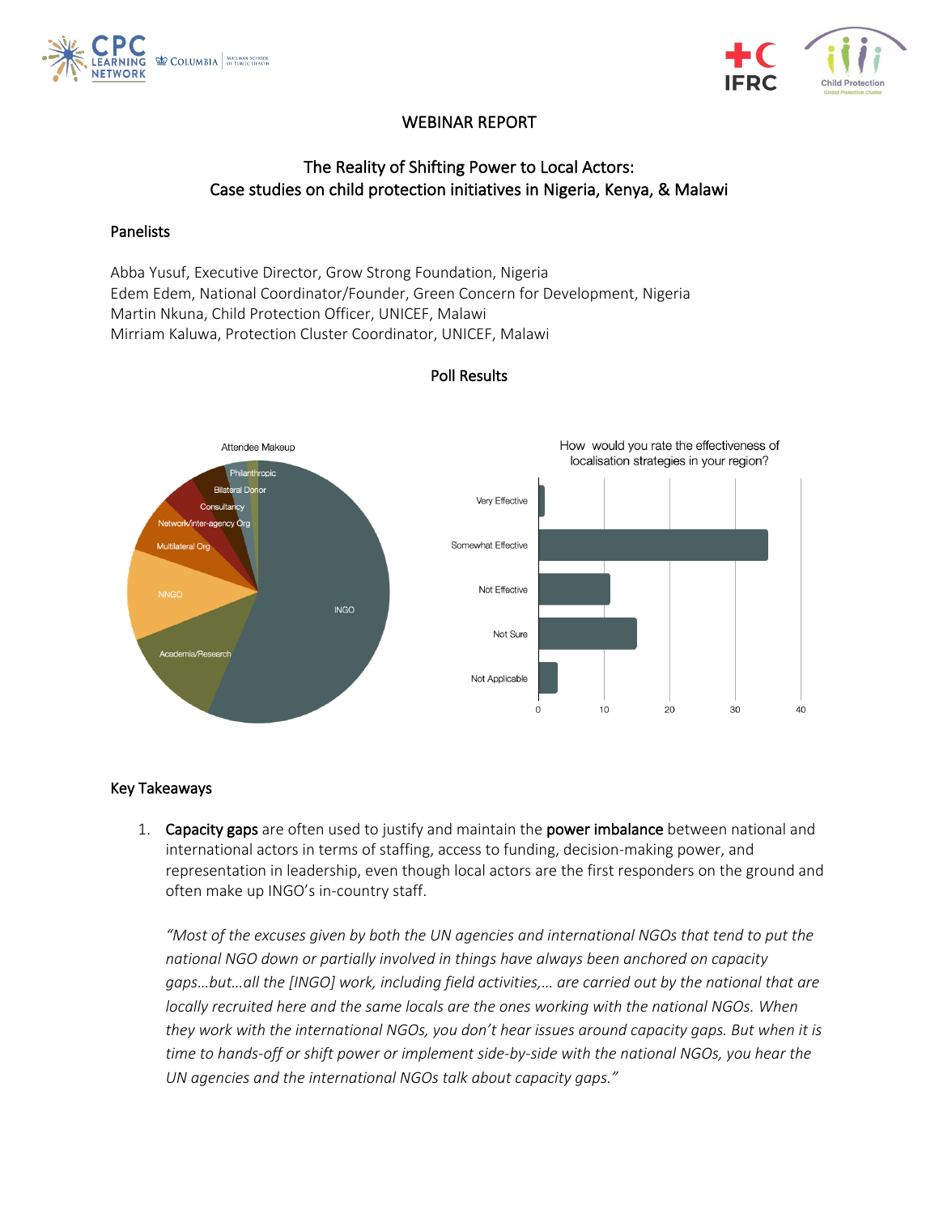# WEBINAR REPORT

## The Reality of Shifting Power to Local Actors: Case studies on child protection initiatives in Nigeria, Kenya, & Malawi

### Panelists

Abba Yusuf, Executive Director, Grow Strong Foundation, Nigeria
Edem Edem, National Coordinator/Founder, Green Concern for Development, Nigeria
Martin Nkuna, Child Protection Officer, UNICEF, Malawi
Mirriam Kaluwa, Protection Cluster Coordinator, UNICEF, Malawi

### Poll Results

Attendee Makeup

Philanthropic
Bilateral Donor
Consultancy
Network/inter-agency Org
Multilateral Org
NNGO
Academia/Research
INGO

How would you rate the effectiveness of localisation strategies in your region?

Very Effective
Somewhat Effective
Not Effective
Not Sure
Not Applicable

0 10 20 30 40

### Key Takeaways

1. **Capacity gaps** are often used to justify and maintain the **power imbalance** between national and international actors in terms of staffing, access to funding, decision-making power, and representation in leadership, even though local actors are the first responders on the ground and often make up INGO's in-country staff.

   *"Most of the excuses given by both the UN agencies and international NGOs that tend to put the national NGO down or partially involved in things have always been anchored on capacity gaps…but…all the [INGO] work, including field activities,… are carried out by the national that are locally recruited here and the same locals are the ones working with the national NGOs. When they work with the international NGOs, you don't hear issues around capacity gaps. But when it is time to hands-off or shift power or implement side-by-side with the national NGOs, you hear the UN agencies and the international NGOs talk about capacity gaps."*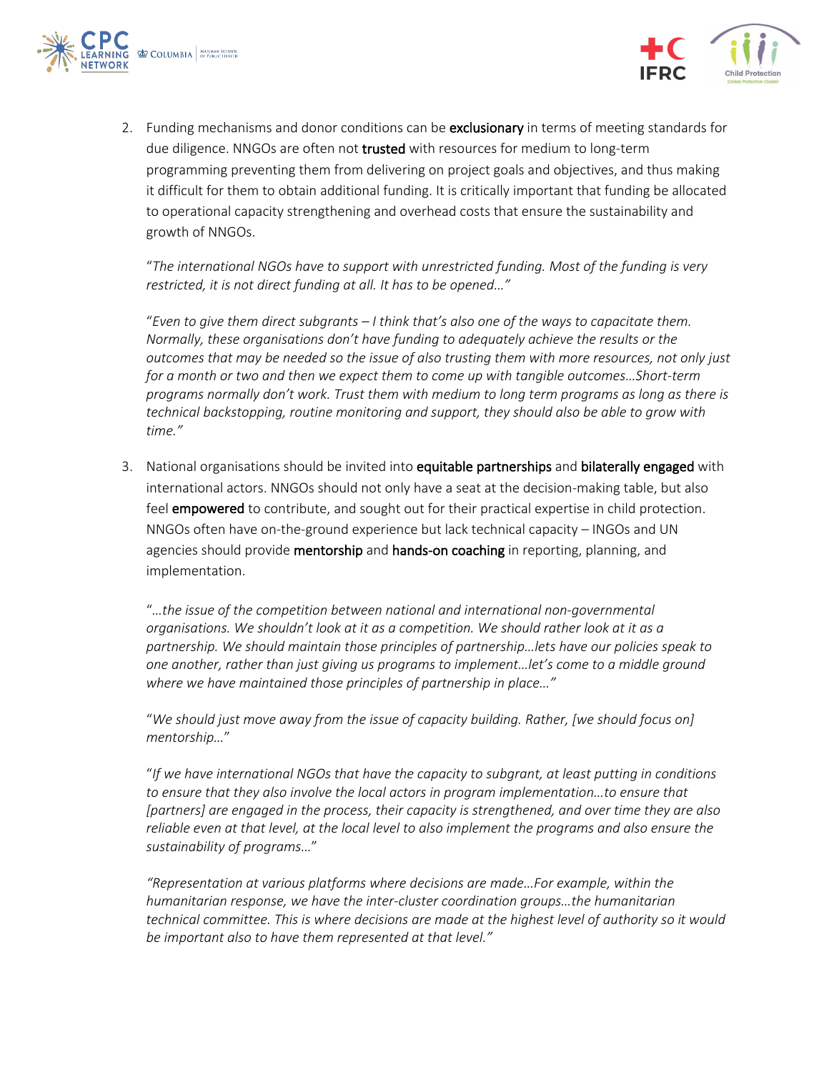2. Funding mechanisms and donor conditions can be **exclusionary** in terms of meeting standards for due diligence. NNGOs are often not **trusted** with resources for medium to long-term programming preventing them from delivering on project goals and objectives, and thus making it difficult for them to obtain additional funding. It is critically important that funding be allocated to operational capacity strengthening and overhead costs that ensure the sustainability and growth of NNGOs.

   "*The international NGOs have to support with unrestricted funding. Most of the funding is very restricted, it is not direct funding at all. It has to be opened…"*

   "*Even to give them direct subgrants – I think that's also one of the ways to capacitate them. Normally, these organisations don't have funding to adequately achieve the results or the outcomes that may be needed so the issue of also trusting them with more resources, not only just for a month or two and then we expect them to come up with tangible outcomes…Short-term programs normally don't work. Trust them with medium to long term programs as long as there is technical backstopping, routine monitoring and support, they should also be able to grow with time."*

3. National organisations should be invited into **equitable partnerships** and **bilaterally engaged** with international actors. NNGOs should not only have a seat at the decision-making table, but also feel **empowered** to contribute, and sought out for their practical expertise in child protection. NNGOs often have on-the-ground experience but lack technical capacity – INGOs and UN agencies should provide **mentorship** and **hands-on coaching** in reporting, planning, and implementation.

   "*…the issue of the competition between national and international non-governmental organisations. We shouldn't look at it as a competition. We should rather look at it as a partnership. We should maintain those principles of partnership…lets have our policies speak to one another, rather than just giving us programs to implement…let's come to a middle ground where we have maintained those principles of partnership in place…"*

   "*We should just move away from the issue of capacity building. Rather, [we should focus on] mentorship…*"

   "*If we have international NGOs that have the capacity to subgrant, at least putting in conditions to ensure that they also involve the local actors in program implementation…to ensure that [partners] are engaged in the process, their capacity is strengthened, and over time they are also reliable even at that level, at the local level to also implement the programs and also ensure the sustainability of programs…*"

   *"Representation at various platforms where decisions are made…For example, within the humanitarian response, we have the inter-cluster coordination groups…the humanitarian technical committee. This is where decisions are made at the highest level of authority so it would be important also to have them represented at that level."*